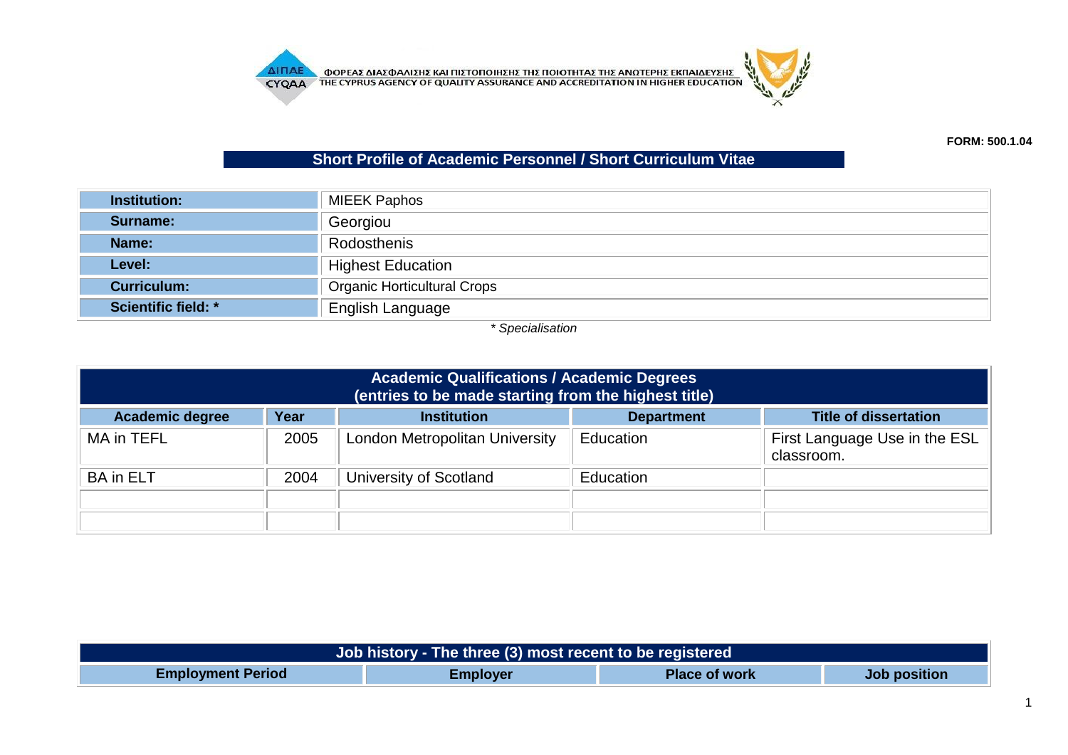ΦΟΡΕΑΣ ΔΙΑΣΦΑΛΙΣΗΣ ΚΑΙ ΠΙΣΤΟΠΟΙΗΣΗΣ ΤΗΣ ΠΟΙΟΤΗΤΑΣ ΤΗΣ ΑΝΩΤΕΡΗΣ ΕΚΠΑΙΔΕΥΣΗΣ
THE CYPRUS AGENCY OF QUALITY ASSURANCE AND ACCREDITATION IN HIGHER EDUCATION

**FORM: 500.1.04**

## Short Profile of Academic Personnel / Short Curriculum Vitae

| | |
|---|---|
| **Institution:** | MIEEK Paphos |
| **Surname:** | Georgiou |
| **Name:** | Rodosthenis |
| **Level:** | Highest Education |
| **Curriculum:** | Organic Horticultural Crops |
| **Scientific field: *** | English Language |

*\* Specialisation*

| **Academic Qualifications / Academic Degrees (entries to be made starting from the highest title)** | | | | |
|---|---|---|---|---|
| **Academic degree** | **Year** | **Institution** | **Department** | **Title of dissertation** |
| MA in TEFL | 2005 | London Metropolitan University | Education | First Language Use in the ESL classroom. |
| BA in ELT | 2004 | University of Scotland | Education | |
| | | | | |
| | | | | |

| **Job history - The three (3) most recent to be registered** | | | |
|---|---|---|---|
| **Employment Period** | **Employer** | **Place of work** | **Job position** |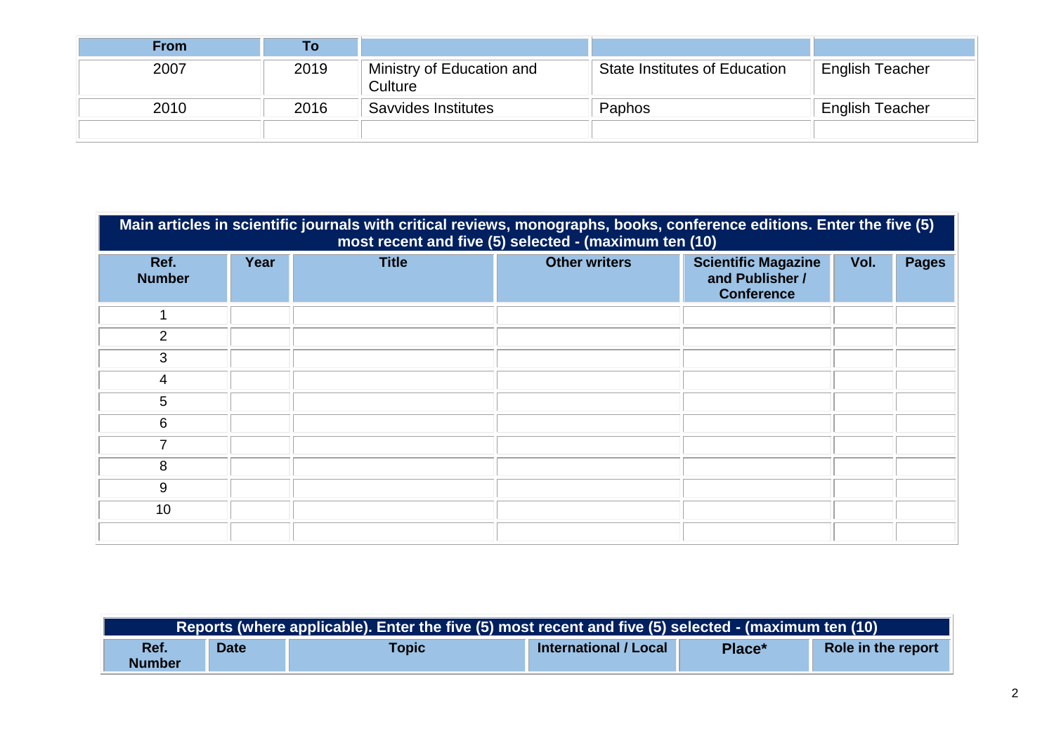| From | To | | | |
|---|---|---|---|---|
| 2007 | 2019 | Ministry of Education and Culture | State Institutes of Education | English Teacher |
| 2010 | 2016 | Savvides Institutes | Paphos | English Teacher |
| | | | | |

| Main articles in scientific journals with critical reviews, monographs, books, conference editions. Enter the five (5) most recent and five (5) selected - (maximum ten (10) | | | | | | |
|---|---|---|---|---|---|---|
| **Ref. Number** | **Year** | **Title** | **Other writers** | **Scientific Magazine and Publisher / Conference** | **Vol.** | **Pages** |
| 1 | | | | | | |
| 2 | | | | | | |
| 3 | | | | | | |
| 4 | | | | | | |
| 5 | | | | | | |
| 6 | | | | | | |
| 7 | | | | | | |
| 8 | | | | | | |
| 9 | | | | | | |
| 10 | | | | | | |
| | | | | | | |

| Reports (where applicable). Enter the five (5) most recent and five (5) selected - (maximum ten (10) | | | | | |
|---|---|---|---|---|---|
| **Ref. Number** | **Date** | **Topic** | **International / Local** | **Place*** | **Role in the report** |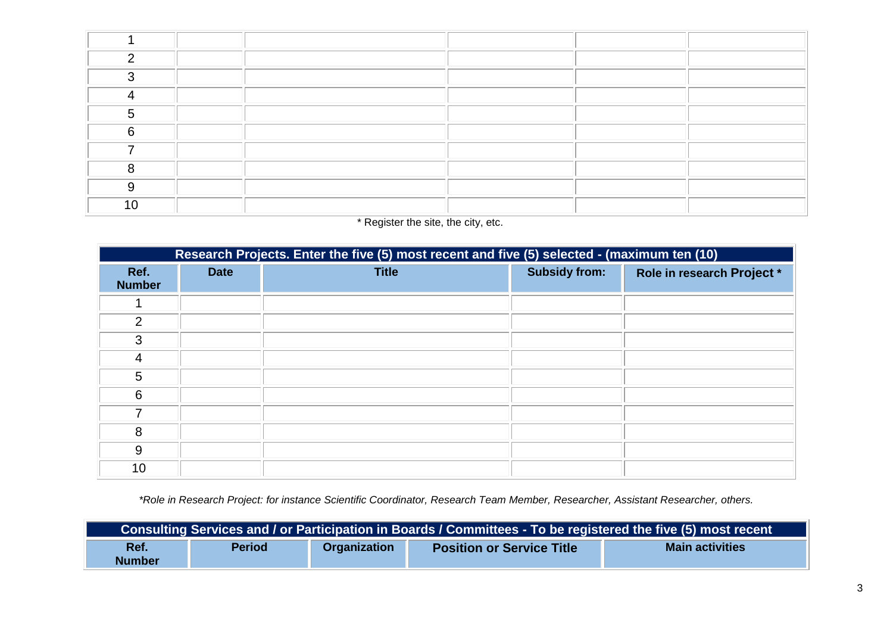| | | | | | |
|---|---|---|---|---|---|
| 1 | | | | | |
| 2 | | | | | |
| 3 | | | | | |
| 4 | | | | | |
| 5 | | | | | |
| 6 | | | | | |
| 7 | | | | | |
| 8 | | | | | |
| 9 | | | | | |
| 10 | | | | | |

* Register the site, the city, etc.

| Research Projects. Enter the five (5) most recent and five (5) selected - (maximum ten (10) | | | | |
|---|---|---|---|---|
| **Ref. Number** | **Date** | **Title** | **Subsidy from:** | **Role in research Project *** |
| 1 | | | | |
| 2 | | | | |
| 3 | | | | |
| 4 | | | | |
| 5 | | | | |
| 6 | | | | |
| 7 | | | | |
| 8 | | | | |
| 9 | | | | |
| 10 | | | | |

*\*Role in Research Project: for instance Scientific Coordinator, Research Team Member, Researcher, Assistant Researcher, others.*

| Consulting Services and / or Participation in Boards / Committees - To be registered the five (5) most recent | | | | |
|---|---|---|---|---|
| **Ref. Number** | **Period** | **Organization** | **Position or Service Title** | **Main activities** |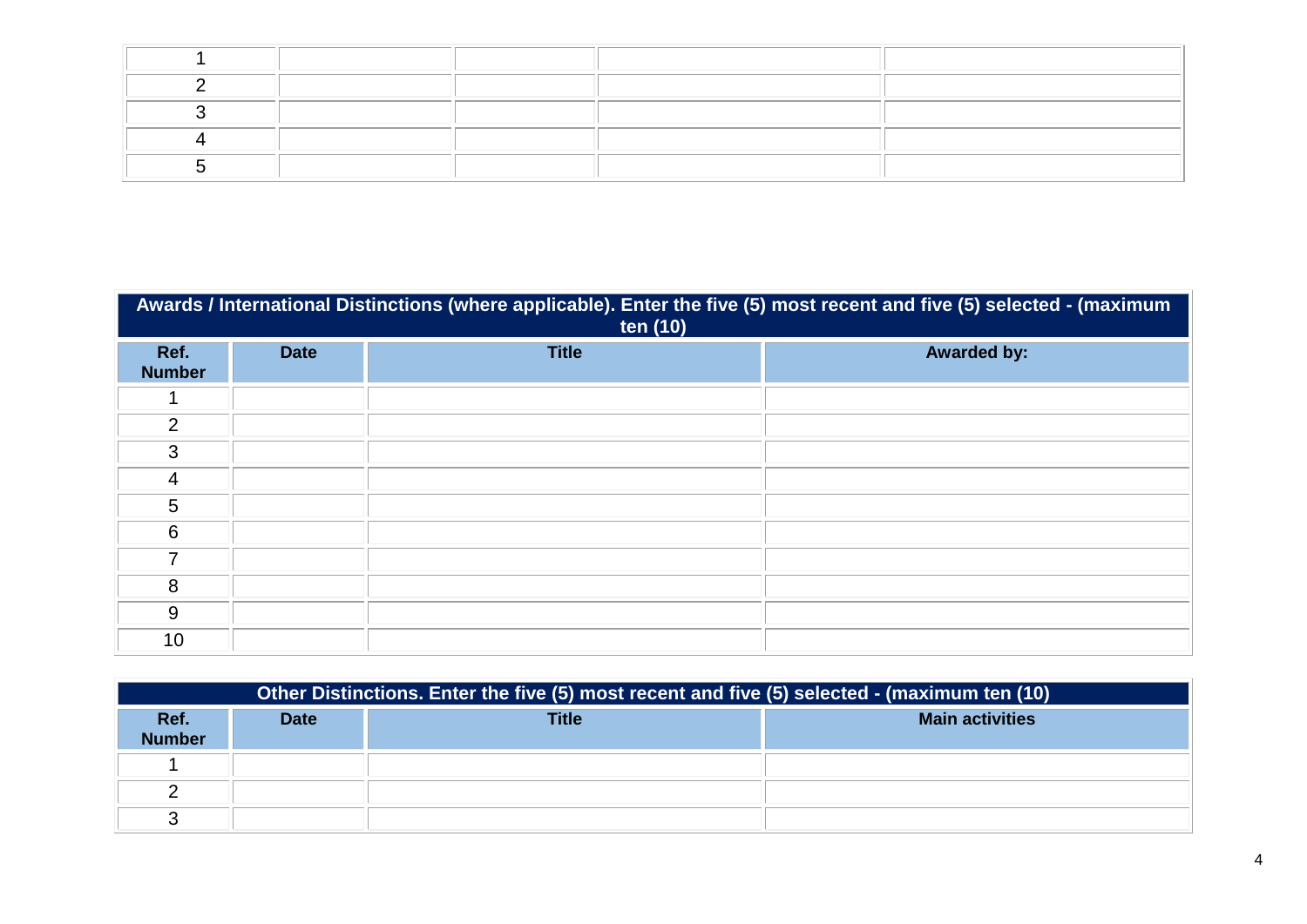| | | | | |
|---|---|---|---|---|
| 1 | | | | |
| 2 | | | | |
| 3 | | | | |
| 4 | | | | |
| 5 | | | | |

| **Awards / International Distinctions (where applicable). Enter the five (5) most recent and five (5) selected - (maximum ten (10)** | | | |
|---|---|---|---|
| **Ref. Number** | **Date** | **Title** | **Awarded by:** |
| 1 | | | |
| 2 | | | |
| 3 | | | |
| 4 | | | |
| 5 | | | |
| 6 | | | |
| 7 | | | |
| 8 | | | |
| 9 | | | |
| 10 | | | |

| **Other Distinctions. Enter the five (5) most recent and five (5) selected - (maximum ten (10)** | | | |
|---|---|---|---|
| **Ref. Number** | **Date** | **Title** | **Main activities** |
| 1 | | | |
| 2 | | | |
| 3 | | | |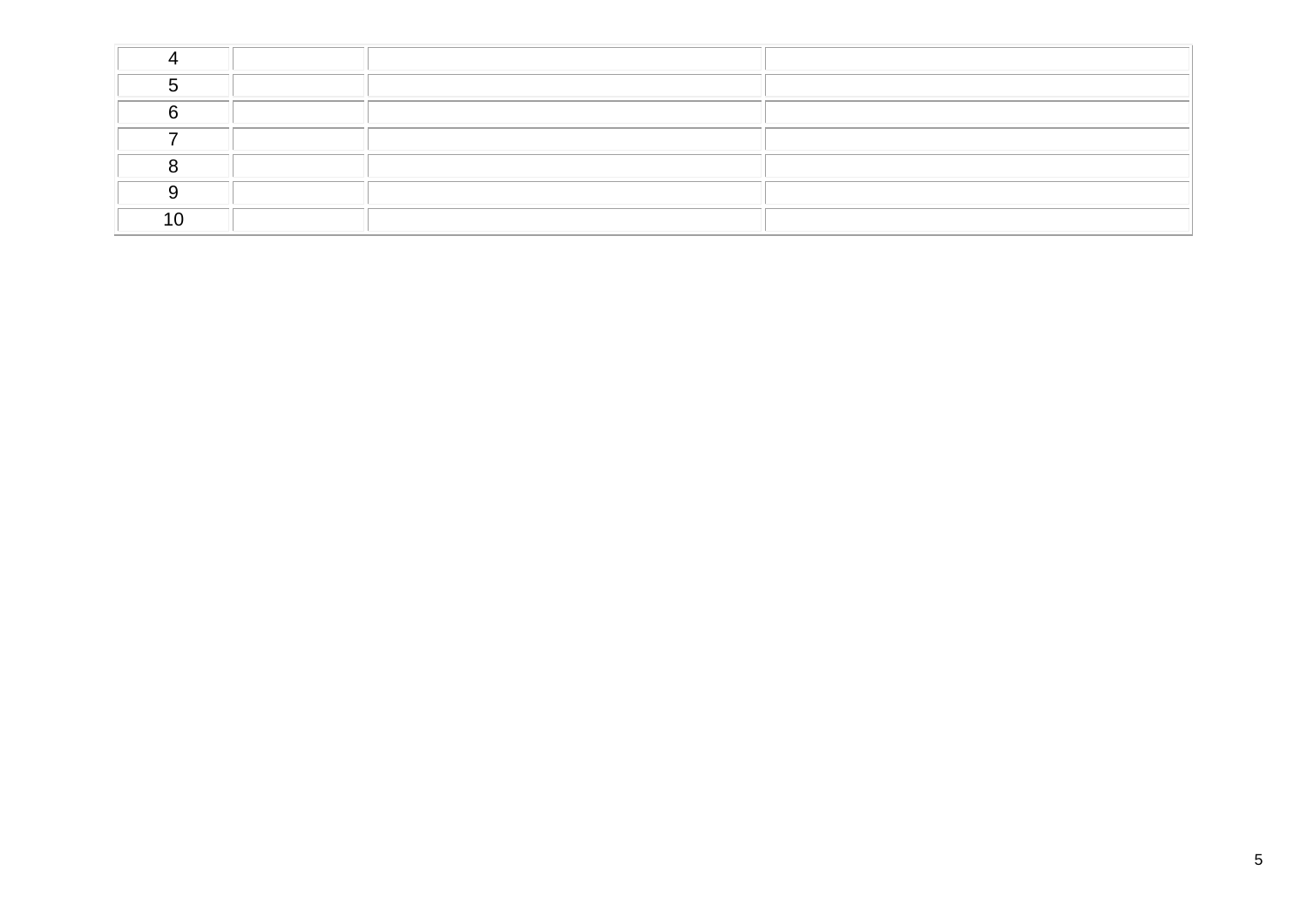| | | | |
|---|---|---|---|
| 4 | | | |
| 5 | | | |
| 6 | | | |
| 7 | | | |
| 8 | | | |
| 9 | | | |
| 10 | | | |